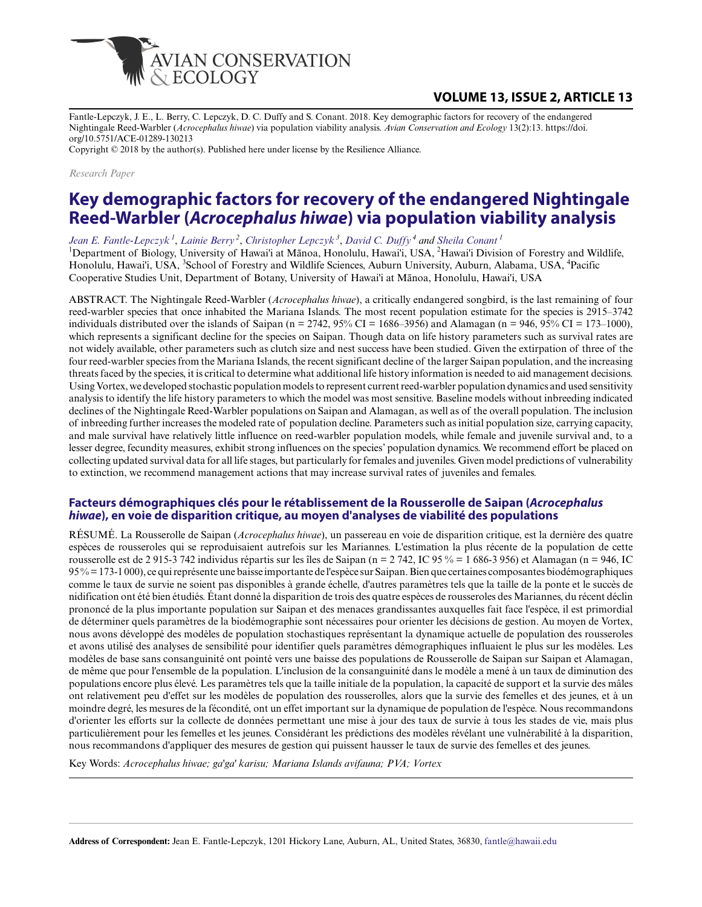Fantle-Lepczyk, J. E., L. Berry, C. Lepczyk, D. C. Duffy and S. Conant. 2018. Key demographic factors for recovery of the endangered Nightingale Reed-Warbler (*Acrocephalus hiwae*) via population viability analysis. *Avian Conservation and Ecology* 13(2):13. https://doi.org/10.5751/ACE-01289-130213
Copyright © 2018 by the author(s). Published here under license by the Resilience Alliance.

*Research Paper*

# Key demographic factors for recovery of the endangered Nightingale Reed-Warbler (*Acrocephalus hiwae*) via population viability analysis

*Jean E. Fantle-Lepczyk* [1], *Lainie Berry* [2], *Christopher Lepczyk* [3], *David C. Duffy* [4] and *Sheila Conant* [1]

[1]Department of Biology, University of Hawai'i at Mānoa, Honolulu, Hawai'i, USA, [2]Hawai'i Division of Forestry and Wildlife, Honolulu, Hawai'i, USA, [3]School of Forestry and Wildlife Sciences, Auburn University, Auburn, Alabama, USA, [4]Pacific Cooperative Studies Unit, Department of Botany, University of Hawai'i at Mānoa, Honolulu, Hawai'i, USA

ABSTRACT. The Nightingale Reed-Warbler (*Acrocephalus hiwae*), a critically endangered songbird, is the last remaining of four reed-warbler species that once inhabited the Mariana Islands. The most recent population estimate for the species is 2915–3742 individuals distributed over the islands of Saipan (n = 2742, 95% CI = 1686–3956) and Alamagan (n = 946, 95% CI = 173–1000), which represents a significant decline for the species on Saipan. Though data on life history parameters such as survival rates are not widely available, other parameters such as clutch size and nest success have been studied. Given the extirpation of three of the four reed-warbler species from the Mariana Islands, the recent significant decline of the larger Saipan population, and the increasing threats faced by the species, it is critical to determine what additional life history information is needed to aid management decisions. Using Vortex, we developed stochastic population models to represent current reed-warbler population dynamics and used sensitivity analysis to identify the life history parameters to which the model was most sensitive. Baseline models without inbreeding indicated declines of the Nightingale Reed-Warbler populations on Saipan and Alamagan, as well as of the overall population. The inclusion of inbreeding further increases the modeled rate of population decline. Parameters such as initial population size, carrying capacity, and male survival have relatively little influence on reed-warbler population models, while female and juvenile survival and, to a lesser degree, fecundity measures, exhibit strong influences on the species' population dynamics. We recommend effort be placed on collecting updated survival data for all life stages, but particularly for females and juveniles. Given model predictions of vulnerability to extinction, we recommend management actions that may increase survival rates of juveniles and females.

## Facteurs démographiques clés pour le rétablissement de la Rousserolle de Saipan (*Acrocephalus hiwae*), en voie de disparition critique, au moyen d'analyses de viabilité des populations

RÉSUMÉ. La Rousserolle de Saipan (*Acrocephalus hiwae*), un passereau en voie de disparition critique, est la dernière des quatre espèces de rousseroles qui se reproduisaient autrefois sur les Mariannes. L'estimation la plus récente de la population de cette rousserolle est de 2 915-3 742 individus répartis sur les îles de Saipan (n = 2 742, IC 95 % = 1 686-3 956) et Alamagan (n = 946, IC 95 % = 173-1 000), ce qui représente une baisse importante de l'espèce sur Saipan. Bien que certaines composantes biodémographiques comme le taux de survie ne soient pas disponibles à grande échelle, d'autres paramètres tels que la taille de la ponte et le succès de nidification ont été bien étudiés. Étant donné la disparition de trois des quatre espèces de rousseroles des Mariannes, du récent déclin prononcé de la plus importante population sur Saipan et des menaces grandissantes auxquelles fait face l'espèce, il est primordial de déterminer quels paramètres de la biodémographie sont nécessaires pour orienter les décisions de gestion. Au moyen de Vortex, nous avons développé des modèles de population stochastiques représentant la dynamique actuelle de population des rousseroles et avons utilisé des analyses de sensibilité pour identifier quels paramètres démographiques influaient le plus sur les modèles. Les modèles de base sans consanguinité ont pointé vers une baisse des populations de Rousserolle de Saipan sur Saipan et Alamagan, de même que pour l'ensemble de la population. L'inclusion de la consanguinité dans le modèle a mené à un taux de diminution des populations encore plus élevé. Les paramètres tels que la taille initiale de la population, la capacité de support et la survie des mâles ont relativement peu d'effet sur les modèles de population des rousserolles, alors que la survie des femelles et des jeunes, et à un moindre degré, les mesures de la fécondité, ont un effet important sur la dynamique de population de l'espèce. Nous recommandons d'orienter les efforts sur la collecte de données permettant une mise à jour des taux de survie à tous les stades de vie, mais plus particulièrement pour les femelles et les jeunes. Considérant les prédictions des modèles révélant une vulnérabilité à la disparition, nous recommandons d'appliquer des mesures de gestion qui puissent hausser le taux de survie des femelles et des jeunes.

Key Words: *Acrocephalus hiwae; ga'ga' karisu; Mariana Islands avifauna; PVA; Vortex*

**Address of Correspondent:** Jean E. Fantle-Lepczyk, 1201 Hickory Lane, Auburn, AL, United States, 36830, fantle@hawaii.edu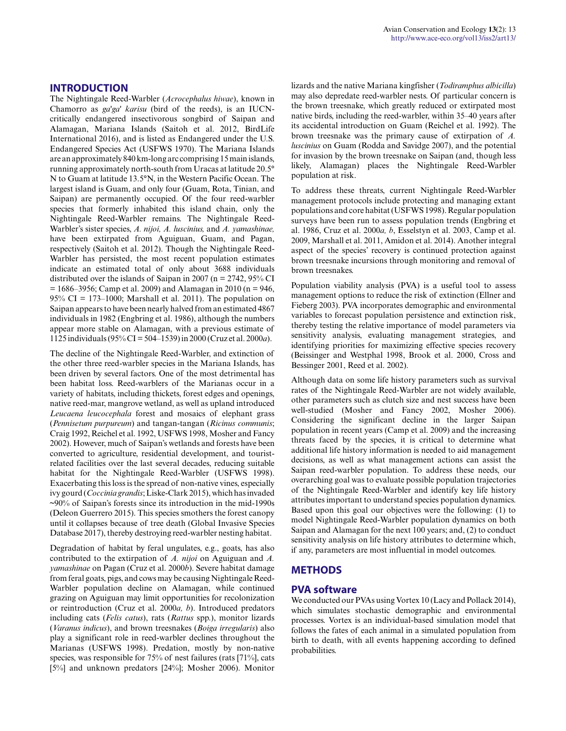## INTRODUCTION

The Nightingale Reed-Warbler (*Acrocephalus hiwae*), known in Chamorro as *ga'ga' karisu* (bird of the reeds), is an IUCN-critically endangered insectivorous songbird of Saipan and Alamagan, Mariana Islands (Saitoh et al. 2012, BirdLife International 2016), and is listed as Endangered under the U.S. Endangered Species Act (USFWS 1970). The Mariana Islands are an approximately 840 km-long arc comprising 15 main islands, running approximately north-south from Uracas at latitude 20.5° N to Guam at latitude 13.5°N, in the Western Pacific Ocean. The largest island is Guam, and only four (Guam, Rota, Tinian, and Saipan) are permanently occupied. Of the four reed-warbler species that formerly inhabited this island chain, only the Nightingale Reed-Warbler remains. The Nightingale Reed-Warbler's sister species, *A. nijoi, A. luscinius,* and *A. yamashinae,* have been extirpated from Aguiguan, Guam, and Pagan, respectively (Saitoh et al. 2012). Though the Nightingale Reed-Warbler has persisted, the most recent population estimates indicate an estimated total of only about 3688 individuals distributed over the islands of Saipan in 2007 (n = 2742, 95% CI = 1686–3956; Camp et al. 2009) and Alamagan in 2010 (n = 946, 95% CI = 173–1000; Marshall et al. 2011). The population on Saipan appears to have been nearly halved from an estimated 4867 individuals in 1982 (Engbring et al. 1986), although the numbers appear more stable on Alamagan, with a previous estimate of 1125 individuals (95% CI = 504–1539) in 2000 (Cruz et al. 2000*a*).

The decline of the Nightingale Reed-Warbler, and extinction of the other three reed-warbler species in the Mariana Islands, has been driven by several factors. One of the most detrimental has been habitat loss. Reed-warblers of the Marianas occur in a variety of habitats, including thickets, forest edges and openings, native reed-mar, mangrove wetland, as well as upland introduced *Leucaena leucocephala* forest and mosaics of elephant grass (*Pennisetum purpureum*) and tangan-tangan (*Ricinus communis*; Craig 1992, Reichel et al. 1992, USFWS 1998, Mosher and Fancy 2002). However, much of Saipan's wetlands and forests have been converted to agriculture, residential development, and tourist-related facilities over the last several decades, reducing suitable habitat for the Nightingale Reed-Warbler (USFWS 1998). Exacerbating this loss is the spread of non-native vines, especially ivy gourd (*Coccinia grandis*; Liske-Clark 2015), which has invaded ~90% of Saipan's forests since its introduction in the mid-1990s (Deleon Guerrero 2015). This species smothers the forest canopy until it collapses because of tree death (Global Invasive Species Database 2017), thereby destroying reed-warbler nesting habitat.

Degradation of habitat by feral ungulates, e.g., goats, has also contributed to the extirpation of *A. nijoi* on Aguiguan and *A. yamashinae* on Pagan (Cruz et al. 2000*b*). Severe habitat damage from feral goats, pigs, and cows may be causing Nightingale Reed-Warbler population decline on Alamagan, while continued grazing on Aguiguan may limit opportunities for recolonization or reintroduction (Cruz et al. 2000*a, b*). Introduced predators including cats (*Felis catus*), rats (*Rattus* spp.), monitor lizards (*Varanus indicus*), and brown treesnakes (*Boiga irregularis*) also play a significant role in reed-warbler declines throughout the Marianas (USFWS 1998). Predation, mostly by non-native species, was responsible for 75% of nest failures (rats [71%], cats [5%] and unknown predators [24%]; Mosher 2006). Monitor lizards and the native Mariana kingfisher (*Todiramphus albicilla*) may also depredate reed-warbler nests. Of particular concern is the brown treesnake, which greatly reduced or extirpated most native birds, including the reed-warbler, within 35–40 years after its accidental introduction on Guam (Reichel et al. 1992). The brown treesnake was the primary cause of extirpation of *A. luscinius* on Guam (Rodda and Savidge 2007), and the potential for invasion by the brown treesnake on Saipan (and, though less likely, Alamagan) places the Nightingale Reed-Warbler population at risk.

To address these threats, current Nightingale Reed-Warbler management protocols include protecting and managing extant populations and core habitat (USFWS 1998). Regular population surveys have been run to assess population trends (Engbring et al. 1986, Cruz et al. 2000*a, b*, Esselstyn et al. 2003, Camp et al. 2009, Marshall et al. 2011, Amidon et al. 2014). Another integral aspect of the species' recovery is continued protection against brown treesnake incursions through monitoring and removal of brown treesnakes.

Population viability analysis (PVA) is a useful tool to assess management options to reduce the risk of extinction (Ellner and Fieberg 2003). PVA incorporates demographic and environmental variables to forecast population persistence and extinction risk, thereby testing the relative importance of model parameters via sensitivity analysis, evaluating management strategies, and identifying priorities for maximizing effective species recovery (Beissinger and Westphal 1998, Brook et al. 2000, Cross and Bessinger 2001, Reed et al. 2002).

Although data on some life history parameters such as survival rates of the Nightingale Reed-Warbler are not widely available, other parameters such as clutch size and nest success have been well-studied (Mosher and Fancy 2002, Mosher 2006). Considering the significant decline in the larger Saipan population in recent years (Camp et al. 2009) and the increasing threats faced by the species, it is critical to determine what additional life history information is needed to aid management decisions, as well as what management actions can assist the Saipan reed-warbler population. To address these needs, our overarching goal was to evaluate possible population trajectories of the Nightingale Reed-Warbler and identify key life history attributes important to understand species population dynamics. Based upon this goal our objectives were the following: (1) to model Nightingale Reed-Warbler population dynamics on both Saipan and Alamagan for the next 100 years; and, (2) to conduct sensitivity analysis on life history attributes to determine which, if any, parameters are most influential in model outcomes.

## METHODS

### PVA software

We conducted our PVAs using Vortex 10 (Lacy and Pollack 2014), which simulates stochastic demographic and environmental processes. Vortex is an individual-based simulation model that follows the fates of each animal in a simulated population from birth to death, with all events happening according to defined probabilities.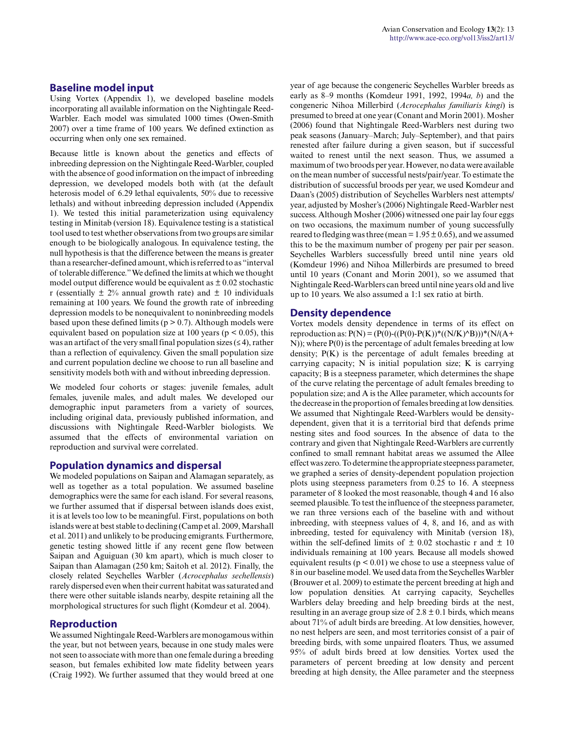## Baseline model input

Using Vortex (Appendix 1), we developed baseline models incorporating all available information on the Nightingale Reed-Warbler. Each model was simulated 1000 times (Owen-Smith 2007) over a time frame of 100 years. We defined extinction as occurring when only one sex remained.

Because little is known about the genetics and effects of inbreeding depression on the Nightingale Reed-Warbler, coupled with the absence of good information on the impact of inbreeding depression, we developed models both with (at the default heterosis model of 6.29 lethal equivalents, 50% due to recessive lethals) and without inbreeding depression included (Appendix 1). We tested this initial parameterization using equivalency testing in Minitab (version 18). Equivalence testing is a statistical tool used to test whether observations from two groups are similar enough to be biologically analogous. In equivalence testing, the null hypothesis is that the difference between the means is greater than a researcher-defined amount, which is referred to as "interval of tolerable difference." We defined the limits at which we thought model output difference would be equivalent as ± 0.02 stochastic r (essentially ± 2% annual growth rate) and ± 10 individuals remaining at 100 years. We found the growth rate of inbreeding depression models to be nonequivalent to noninbreeding models based upon these defined limits ($p > 0.7$). Although models were equivalent based on population size at 100 years ($p < 0.05$), this was an artifact of the very small final population sizes (≤ 4), rather than a reflection of equivalency. Given the small population size and current population decline we choose to run all baseline and sensitivity models both with and without inbreeding depression.

We modeled four cohorts or stages: juvenile females, adult females, juvenile males, and adult males. We developed our demographic input parameters from a variety of sources, including original data, previously published information, and discussions with Nightingale Reed-Warbler biologists. We assumed that the effects of environmental variation on reproduction and survival were correlated.

## Population dynamics and dispersal

We modeled populations on Saipan and Alamagan separately, as well as together as a total population. We assumed baseline demographics were the same for each island. For several reasons, we further assumed that if dispersal between islands does exist, it is at levels too low to be meaningful. First, populations on both islands were at best stable to declining (Camp et al. 2009, Marshall et al. 2011) and unlikely to be producing emigrants. Furthermore, genetic testing showed little if any recent gene flow between Saipan and Aguiguan (30 km apart), which is much closer to Saipan than Alamagan (250 km; Saitoh et al. 2012). Finally, the closely related Seychelles Warbler (*Acrocephalus sechellensis*) rarely dispersed even when their current habitat was saturated and there were other suitable islands nearby, despite retaining all the morphological structures for such flight (Komdeur et al. 2004).

## Reproduction

We assumed Nightingale Reed-Warblers are monogamous within the year, but not between years, because in one study males were not seen to associate with more than one female during a breeding season, but females exhibited low mate fidelity between years (Craig 1992). We further assumed that they would breed at one year of age because the congeneric Seychelles Warbler breeds as early as 8–9 months (Komdeur 1991, 1992, 1994*a, b*) and the congeneric Nihoa Millerbird (*Acrocephalus familiaris kingi*) is presumed to breed at one year (Conant and Morin 2001). Mosher (2006) found that Nightingale Reed-Warblers nest during two peak seasons (January–March; July–September), and that pairs renested after failure during a given season, but if successful waited to renest until the next season. Thus, we assumed a maximum of two broods per year. However, no data were available on the mean number of successful nests/pair/year. To estimate the distribution of successful broods per year, we used Komdeur and Daan's (2005) distribution of Seychelles Warblers nest attempts/year, adjusted by Mosher's (2006) Nightingale Reed-Warbler nest success. Although Mosher (2006) witnessed one pair lay four eggs on two occasions, the maximum number of young successfully reared to fledging was three (mean = 1.95 ± 0.65), and we assumed this to be the maximum number of progeny per pair per season. Seychelles Warblers successfully breed until nine years old (Komdeur 1996) and Nihoa Millerbirds are presumed to breed until 10 years (Conant and Morin 2001), so we assumed that Nightingale Reed-Warblers can breed until nine years old and live up to 10 years. We also assumed a 1:1 sex ratio at birth.

## Density dependence

Vortex models density dependence in terms of its effect on reproduction as: $P(N) = (P(0)-((P(0)-P(K))*((N/K)^B)))*(N/(A+N))$; where $P(0)$ is the percentage of adult females breeding at low density; $P(K)$ is the percentage of adult females breeding at carrying capacity; N is initial population size; K is carrying capacity; B is a steepness parameter, which determines the shape of the curve relating the percentage of adult females breeding to population size; and A is the Allee parameter, which accounts for the decrease in the proportion of females breeding at low densities. We assumed that Nightingale Reed-Warblers would be density-dependent, given that it is a territorial bird that defends prime nesting sites and food sources. In the absence of data to the contrary and given that Nightingale Reed-Warblers are currently confined to small remnant habitat areas we assumed the Allee effect was zero. To determine the appropriate steepness parameter, we graphed a series of density-dependent population projection plots using steepness parameters from 0.25 to 16. A steepness parameter of 8 looked the most reasonable, though 4 and 16 also seemed plausible. To test the influence of the steepness parameter, we ran three versions each of the baseline with and without inbreeding, with steepness values of 4, 8, and 16, and as with inbreeding, tested for equivalency with Minitab (version 18), within the self-defined limits of ± 0.02 stochastic r and ± 10 individuals remaining at 100 years. Because all models showed equivalent results ($p < 0.01$) we chose to use a steepness value of 8 in our baseline model. We used data from the Seychelles Warbler (Brouwer et al. 2009) to estimate the percent breeding at high and low population densities. At carrying capacity, Seychelles Warblers delay breeding and help breeding birds at the nest, resulting in an average group size of 2.8 ± 0.1 birds, which means about 71% of adult birds are breeding. At low densities, however, no nest helpers are seen, and most territories consist of a pair of breeding birds, with some unpaired floaters. Thus, we assumed 95% of adult birds breed at low densities. Vortex used the parameters of percent breeding at low density and percent breeding at high density, the Allee parameter and the steepness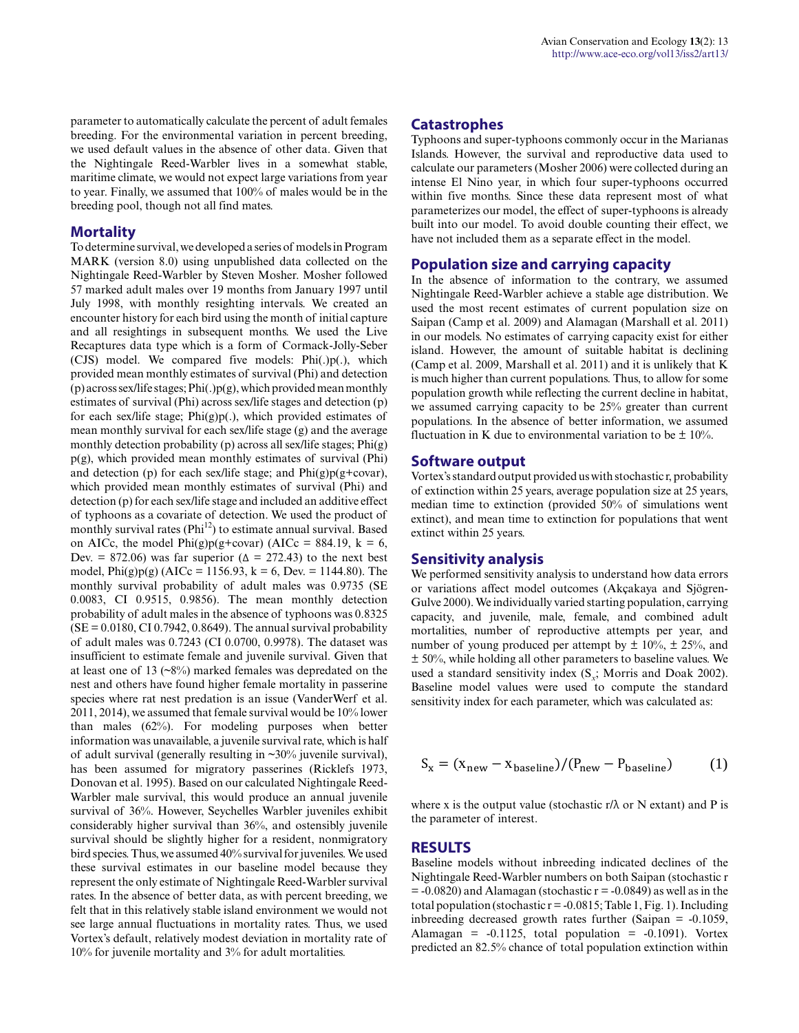parameter to automatically calculate the percent of adult females breeding. For the environmental variation in percent breeding, we used default values in the absence of other data. Given that the Nightingale Reed-Warbler lives in a somewhat stable, maritime climate, we would not expect large variations from year to year. Finally, we assumed that 100% of males would be in the breeding pool, though not all find mates.

## Mortality

To determine survival, we developed a series of models in Program MARK (version 8.0) using unpublished data collected on the Nightingale Reed-Warbler by Steven Mosher. Mosher followed 57 marked adult males over 19 months from January 1997 until July 1998, with monthly resighting intervals. We created an encounter history for each bird using the month of initial capture and all resightings in subsequent months. We used the Live Recaptures data type which is a form of Cormack-Jolly-Seber (CJS) model. We compared five models: Phi(.)p(.), which provided mean monthly estimates of survival (Phi) and detection (p) across sex/life stages; Phi(.)p(g), which provided mean monthly estimates of survival (Phi) across sex/life stages and detection (p) for each sex/life stage; Phi(g)p(.), which provided estimates of mean monthly survival for each sex/life stage (g) and the average monthly detection probability (p) across all sex/life stages; Phi(g) p(g), which provided mean monthly estimates of survival (Phi) and detection (p) for each sex/life stage; and Phi(g)p(g+covar), which provided mean monthly estimates of survival (Phi) and detection (p) for each sex/life stage and included an additive effect of typhoons as a covariate of detection. We used the product of monthly survival rates ($Phi^{12}$) to estimate annual survival. Based on AICc, the model Phi(g)p(g+covar) (AICc = 884.19, k = 6, Dev. = 872.06) was far superior ($\Delta$ = 272.43) to the next best model, Phi(g)p(g) (AICc = 1156.93, k = 6, Dev. = 1144.80). The monthly survival probability of adult males was 0.9735 (SE 0.0083, CI 0.9515, 0.9856). The mean monthly detection probability of adult males in the absence of typhoons was 0.8325 (SE = 0.0180, CI 0.7942, 0.8649). The annual survival probability of adult males was 0.7243 (CI 0.0700, 0.9978). The dataset was insufficient to estimate female and juvenile survival. Given that at least one of 13 (~8%) marked females was depredated on the nest and others have found higher female mortality in passerine species where rat nest predation is an issue (VanderWerf et al. 2011, 2014), we assumed that female survival would be 10% lower than males (62%). For modeling purposes when better information was unavailable, a juvenile survival rate, which is half of adult survival (generally resulting in ~30% juvenile survival), has been assumed for migratory passerines (Ricklefs 1973, Donovan et al. 1995). Based on our calculated Nightingale Reed-Warbler male survival, this would produce an annual juvenile survival of 36%. However, Seychelles Warbler juveniles exhibit considerably higher survival than 36%, and ostensibly juvenile survival should be slightly higher for a resident, nonmigratory bird species. Thus, we assumed 40% survival for juveniles. We used these survival estimates in our baseline model because they represent the only estimate of Nightingale Reed-Warbler survival rates. In the absence of better data, as with percent breeding, we felt that in this relatively stable island environment we would not see large annual fluctuations in mortality rates. Thus, we used Vortex's default, relatively modest deviation in mortality rate of 10% for juvenile mortality and 3% for adult mortalities.

## Catastrophes

Typhoons and super-typhoons commonly occur in the Marianas Islands. However, the survival and reproductive data used to calculate our parameters (Mosher 2006) were collected during an intense El Nino year, in which four super-typhoons occurred within five months. Since these data represent most of what parameterizes our model, the effect of super-typhoons is already built into our model. To avoid double counting their effect, we have not included them as a separate effect in the model.

## Population size and carrying capacity

In the absence of information to the contrary, we assumed Nightingale Reed-Warbler achieve a stable age distribution. We used the most recent estimates of current population size on Saipan (Camp et al. 2009) and Alamagan (Marshall et al. 2011) in our models. No estimates of carrying capacity exist for either island. However, the amount of suitable habitat is declining (Camp et al. 2009, Marshall et al. 2011) and it is unlikely that K is much higher than current populations. Thus, to allow for some population growth while reflecting the current decline in habitat, we assumed carrying capacity to be 25% greater than current populations. In the absence of better information, we assumed fluctuation in K due to environmental variation to be ± 10%.

## Software output

Vortex's standard output provided us with stochastic r, probability of extinction within 25 years, average population size at 25 years, median time to extinction (provided 50% of simulations went extinct), and mean time to extinction for populations that went extinct within 25 years.

## Sensitivity analysis

We performed sensitivity analysis to understand how data errors or variations affect model outcomes (Akçakaya and Sjögren-Gulve 2000). We individually varied starting population, carrying capacity, and juvenile, male, female, and combined adult mortalities, number of reproductive attempts per year, and number of young produced per attempt by ± 10%, ± 25%, and ± 50%, while holding all other parameters to baseline values. We used a standard sensitivity index ($S_x$; Morris and Doak 2002). Baseline model values were used to compute the standard sensitivity index for each parameter, which was calculated as:

$$S_x = (x_{new} - x_{baseline})/(P_{new} - P_{baseline}) \qquad (1)$$

where x is the output value (stochastic r/$\lambda$ or N extant) and P is the parameter of interest.

# RESULTS

Baseline models without inbreeding indicated declines of the Nightingale Reed-Warbler numbers on both Saipan (stochastic r = -0.0820) and Alamagan (stochastic r = -0.0849) as well as in the total population (stochastic r = -0.0815; Table 1, Fig. 1). Including inbreeding decreased growth rates further (Saipan = -0.1059, Alamagan = -0.1125, total population = -0.1091). Vortex predicted an 82.5% chance of total population extinction within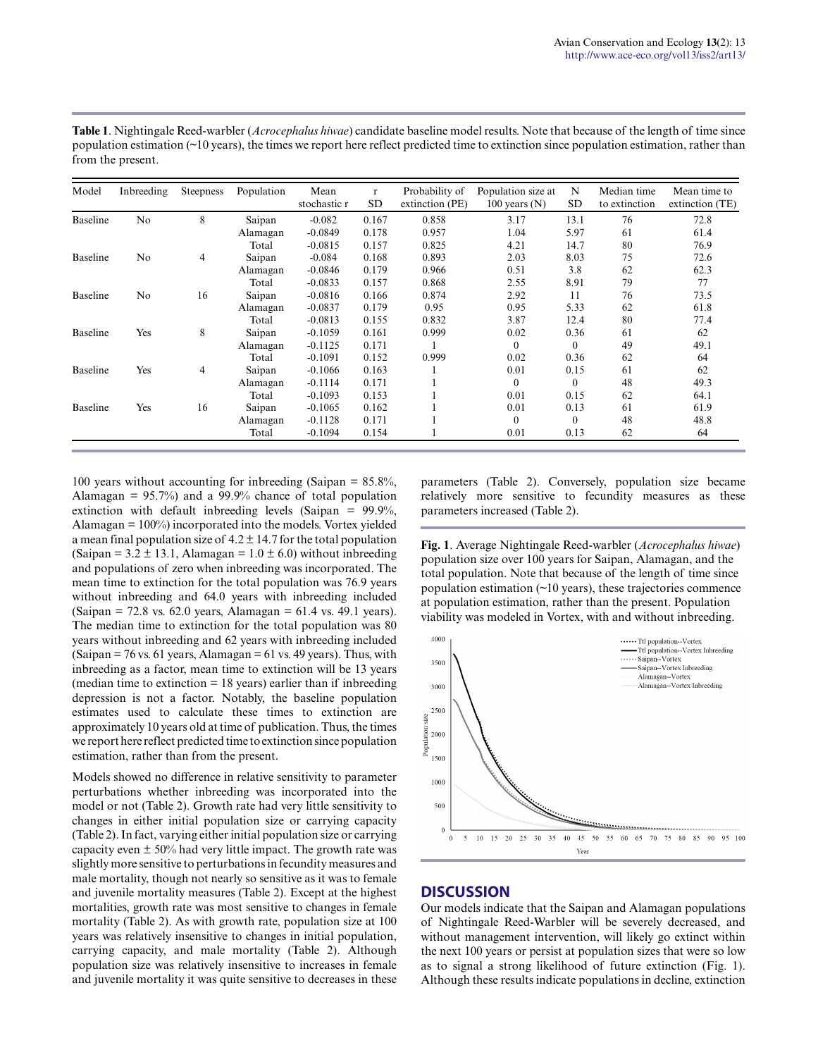**Table 1**. Nightingale Reed-warbler (*Acrocephalus hiwae*) candidate baseline model results. Note that because of the length of time since population estimation (~10 years), the times we report here reflect predicted time to extinction since population estimation, rather than from the present.

| Model | Inbreeding | Steepness | Population | Mean stochastic r | r SD | Probability of extinction (PE) | Population size at 100 years (N) | N SD | Median time to extinction | Mean time to extinction (TE) |
|---|---|---|---|---|---|---|---|---|---|---|
| Baseline | No | 8 | Saipan | -0.082 | 0.167 | 0.858 | 3.17 | 13.1 | 76 | 72.8 |
| | | | Alamagan | -0.0849 | 0.178 | 0.957 | 1.04 | 5.97 | 61 | 61.4 |
| | | | Total | -0.0815 | 0.157 | 0.825 | 4.21 | 14.7 | 80 | 76.9 |
| Baseline | No | 4 | Saipan | -0.084 | 0.168 | 0.893 | 2.03 | 8.03 | 75 | 72.6 |
| | | | Alamagan | -0.0846 | 0.179 | 0.966 | 0.51 | 3.8 | 62 | 62.3 |
| | | | Total | -0.0833 | 0.157 | 0.868 | 2.55 | 8.91 | 79 | 77 |
| Baseline | No | 16 | Saipan | -0.0816 | 0.166 | 0.874 | 2.92 | 11 | 76 | 73.5 |
| | | | Alamagan | -0.0837 | 0.179 | 0.95 | 0.95 | 5.33 | 62 | 61.8 |
| | | | Total | -0.0813 | 0.155 | 0.832 | 3.87 | 12.4 | 80 | 77.4 |
| Baseline | Yes | 8 | Saipan | -0.1059 | 0.161 | 0.999 | 0.02 | 0.36 | 61 | 62 |
| | | | Alamagan | -0.1125 | 0.171 | 1 | 0 | 0 | 49 | 49.1 |
| | | | Total | -0.1091 | 0.152 | 0.999 | 0.02 | 0.36 | 62 | 64 |
| Baseline | Yes | 4 | Saipan | -0.1066 | 0.163 | 1 | 0.01 | 0.15 | 61 | 62 |
| | | | Alamagan | -0.1114 | 0.171 | 1 | 0 | 0 | 48 | 49.3 |
| | | | Total | -0.1093 | 0.153 | 1 | 0.01 | 0.15 | 62 | 64.1 |
| Baseline | Yes | 16 | Saipan | -0.1065 | 0.162 | 1 | 0.01 | 0.13 | 61 | 61.9 |
| | | | Alamagan | -0.1128 | 0.171 | 1 | 0 | 0 | 48 | 48.8 |
| | | | Total | -0.1094 | 0.154 | 1 | 0.01 | 0.13 | 62 | 64 |

100 years without accounting for inbreeding (Saipan = 85.8%, Alamagan = 95.7%) and a 99.9% chance of total population extinction with default inbreeding levels (Saipan = 99.9%, Alamagan = 100%) incorporated into the models. Vortex yielded a mean final population size of 4.2 ± 14.7 for the total population (Saipan = 3.2 ± 13.1, Alamagan = 1.0 ± 6.0) without inbreeding and populations of zero when inbreeding was incorporated. The mean time to extinction for the total population was 76.9 years without inbreeding and 64.0 years with inbreeding included (Saipan = 72.8 vs. 62.0 years, Alamagan = 61.4 vs. 49.1 years). The median time to extinction for the total population was 80 years without inbreeding and 62 years with inbreeding included (Saipan = 76 vs. 61 years, Alamagan = 61 vs. 49 years). Thus, with inbreeding as a factor, mean time to extinction will be 13 years (median time to extinction = 18 years) earlier than if inbreeding depression is not a factor. Notably, the baseline population estimates used to calculate these times to extinction are approximately 10 years old at time of publication. Thus, the times we report here reflect predicted time to extinction since population estimation, rather than from the present.

Models showed no difference in relative sensitivity to parameter perturbations whether inbreeding was incorporated into the model or not (Table 2). Growth rate had very little sensitivity to changes in either initial population size or carrying capacity (Table 2). In fact, varying either initial population size or carrying capacity even ± 50% had very little impact. The growth rate was slightly more sensitive to perturbations in fecundity measures and male mortality, though not nearly so sensitive as it was to female and juvenile mortality measures (Table 2). Except at the highest mortalities, growth rate was most sensitive to changes in female mortality (Table 2). As with growth rate, population size at 100 years was relatively insensitive to changes in initial population, carrying capacity, and male mortality (Table 2). Although population size was relatively insensitive to increases in female and juvenile mortality it was quite sensitive to decreases in these parameters (Table 2). Conversely, population size became relatively more sensitive to fecundity measures as these parameters increased (Table 2).

**Fig. 1**. Average Nightingale Reed-warbler (*Acrocephalus hiwae*) population size over 100 years for Saipan, Alamagan, and the total population. Note that because of the length of time since population estimation (~10 years), these trajectories commence at population estimation, rather than the present. Population viability was modeled in Vortex, with and without inbreeding.

## DISCUSSION

Our models indicate that the Saipan and Alamagan populations of Nightingale Reed-Warbler will be severely decreased, and without management intervention, will likely go extinct within the next 100 years or persist at population sizes that were so low as to signal a strong likelihood of future extinction (Fig. 1). Although these results indicate populations in decline, extinction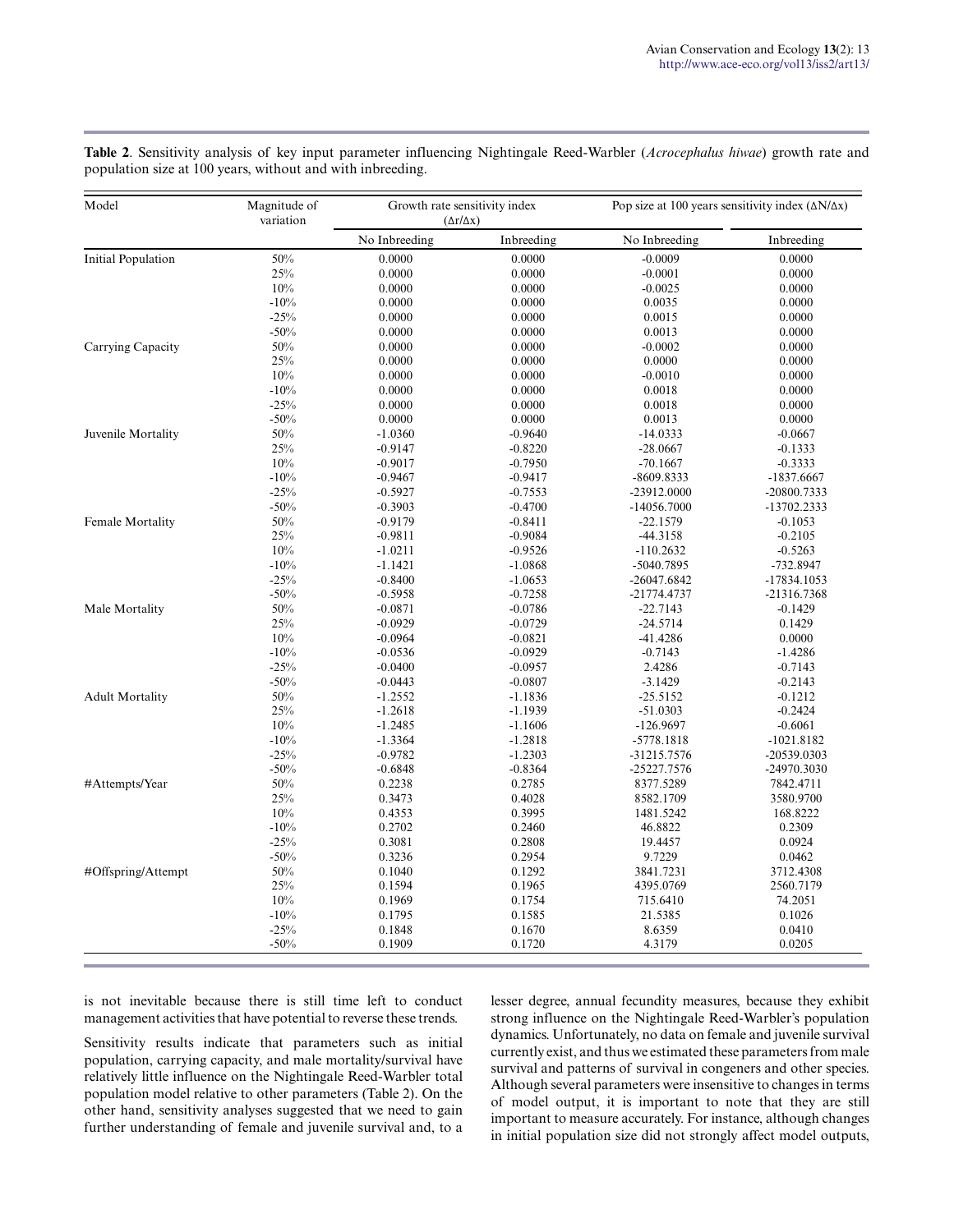**Table 2**. Sensitivity analysis of key input parameter influencing Nightingale Reed-Warbler (*Acrocephalus hiwae*) growth rate and population size at 100 years, without and with inbreeding.

| Model | Magnitude of variation | Growth rate sensitivity index ($\Delta r/\Delta x$) | | Pop size at 100 years sensitivity index ($\Delta N/\Delta x$) | |
|---|---|---|---|---|---|
| | | No Inbreeding | Inbreeding | No Inbreeding | Inbreeding |
| Initial Population | 50% | 0.0000 | 0.0000 | -0.0009 | 0.0000 |
| | 25% | 0.0000 | 0.0000 | -0.0001 | 0.0000 |
| | 10% | 0.0000 | 0.0000 | -0.0025 | 0.0000 |
| | -10% | 0.0000 | 0.0000 | 0.0035 | 0.0000 |
| | -25% | 0.0000 | 0.0000 | 0.0015 | 0.0000 |
| | -50% | 0.0000 | 0.0000 | 0.0013 | 0.0000 |
| Carrying Capacity | 50% | 0.0000 | 0.0000 | -0.0002 | 0.0000 |
| | 25% | 0.0000 | 0.0000 | 0.0000 | 0.0000 |
| | 10% | 0.0000 | 0.0000 | -0.0010 | 0.0000 |
| | -10% | 0.0000 | 0.0000 | 0.0018 | 0.0000 |
| | -25% | 0.0000 | 0.0000 | 0.0018 | 0.0000 |
| | -50% | 0.0000 | 0.0000 | 0.0013 | 0.0000 |
| Juvenile Mortality | 50% | -1.0360 | -0.9640 | -14.0333 | -0.0667 |
| | 25% | -0.9147 | -0.8220 | -28.0667 | -0.1333 |
| | 10% | -0.9017 | -0.7950 | -70.1667 | -0.3333 |
| | -10% | -0.9467 | -0.9417 | -8609.8333 | -1837.6667 |
| | -25% | -0.5927 | -0.7553 | -23912.0000 | -20800.7333 |
| | -50% | -0.3903 | -0.4700 | -14056.7000 | -13702.2333 |
| Female Mortality | 50% | -0.9179 | -0.8411 | -22.1579 | -0.1053 |
| | 25% | -0.9811 | -0.9084 | -44.3158 | -0.2105 |
| | 10% | -1.0211 | -0.9526 | -110.2632 | -0.5263 |
| | -10% | -1.1421 | -1.0868 | -5040.7895 | -732.8947 |
| | -25% | -0.8400 | -1.0653 | -26047.6842 | -17834.1053 |
| | -50% | -0.5958 | -0.7258 | -21774.4737 | -21316.7368 |
| Male Mortality | 50% | -0.0871 | -0.0786 | -22.7143 | -0.1429 |
| | 25% | -0.0929 | -0.0729 | -24.5714 | 0.1429 |
| | 10% | -0.0964 | -0.0821 | -41.4286 | 0.0000 |
| | -10% | -0.0536 | -0.0929 | -0.7143 | -1.4286 |
| | -25% | -0.0400 | -0.0957 | 2.4286 | -0.7143 |
| | -50% | -0.0443 | -0.0807 | -3.1429 | -0.2143 |
| Adult Mortality | 50% | -1.2552 | -1.1836 | -25.5152 | -0.1212 |
| | 25% | -1.2618 | -1.1939 | -51.0303 | -0.2424 |
| | 10% | -1.2485 | -1.1606 | -126.9697 | -0.6061 |
| | -10% | -1.3364 | -1.2818 | -5778.1818 | -1021.8182 |
| | -25% | -0.9782 | -1.2303 | -31215.7576 | -20539.0303 |
| | -50% | -0.6848 | -0.8364 | -25227.7576 | -24970.3030 |
| #Attempts/Year | 50% | 0.2238 | 0.2785 | 8377.5289 | 7842.4711 |
| | 25% | 0.3473 | 0.4028 | 8582.1709 | 3580.9700 |
| | 10% | 0.4353 | 0.3995 | 1481.5242 | 168.8222 |
| | -10% | 0.2702 | 0.2460 | 46.8822 | 0.2309 |
| | -25% | 0.3081 | 0.2808 | 19.4457 | 0.0924 |
| | -50% | 0.3236 | 0.2954 | 9.7229 | 0.0462 |
| #Offspring/Attempt | 50% | 0.1040 | 0.1292 | 3841.7231 | 3712.4308 |
| | 25% | 0.1594 | 0.1965 | 4395.0769 | 2560.7179 |
| | 10% | 0.1969 | 0.1754 | 715.6410 | 74.2051 |
| | -10% | 0.1795 | 0.1585 | 21.5385 | 0.1026 |
| | -25% | 0.1848 | 0.1670 | 8.6359 | 0.0410 |
| | -50% | 0.1909 | 0.1720 | 4.3179 | 0.0205 |

is not inevitable because there is still time left to conduct management activities that have potential to reverse these trends.

Sensitivity results indicate that parameters such as initial population, carrying capacity, and male mortality/survival have relatively little influence on the Nightingale Reed-Warbler total population model relative to other parameters (Table 2). On the other hand, sensitivity analyses suggested that we need to gain further understanding of female and juvenile survival and, to a lesser degree, annual fecundity measures, because they exhibit strong influence on the Nightingale Reed-Warbler's population dynamics. Unfortunately, no data on female and juvenile survival currently exist, and thus we estimated these parameters from male survival and patterns of survival in congeners and other species. Although several parameters were insensitive to changes in terms of model output, it is important to note that they are still important to measure accurately. For instance, although changes in initial population size did not strongly affect model outputs,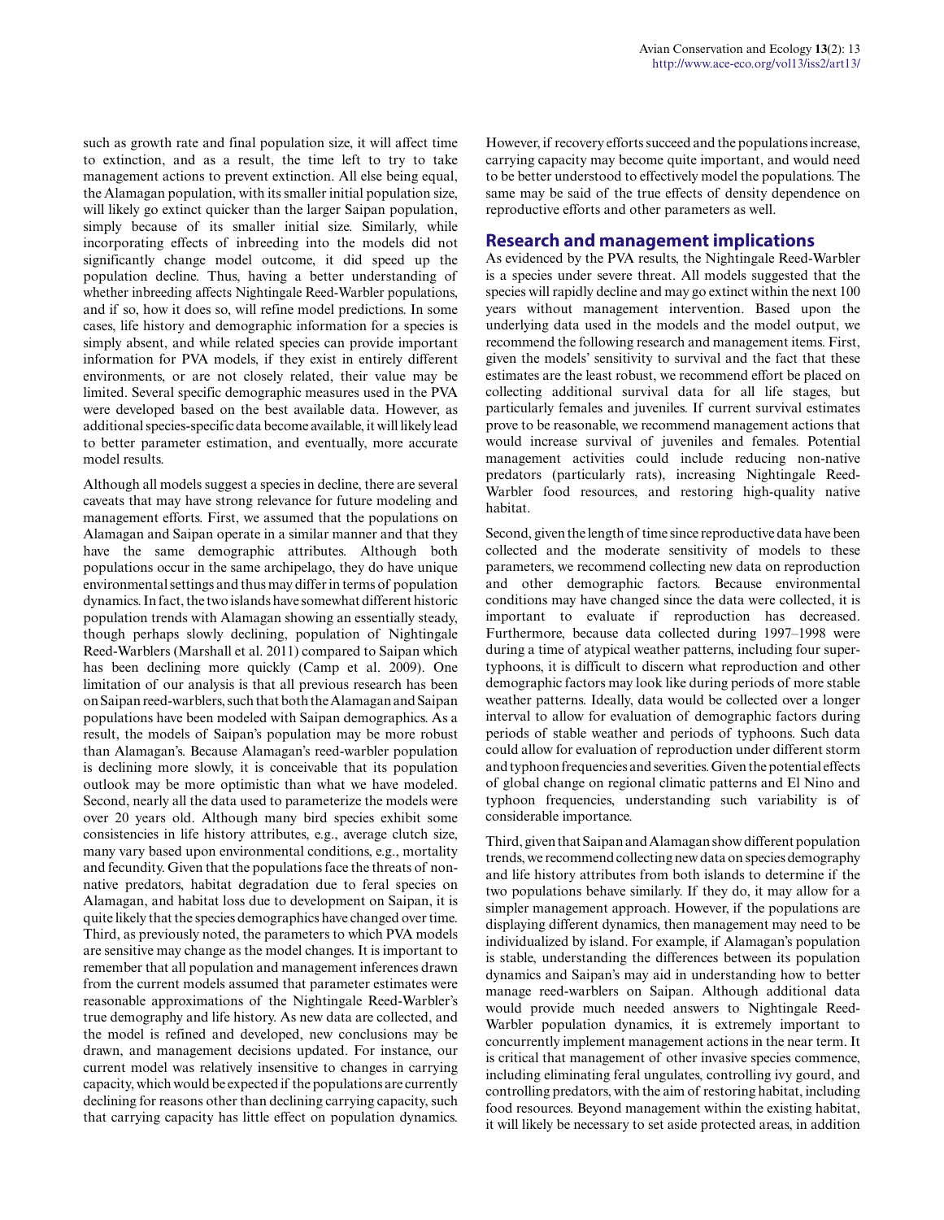such as growth rate and final population size, it will affect time to extinction, and as a result, the time left to try to take management actions to prevent extinction. All else being equal, the Alamagan population, with its smaller initial population size, will likely go extinct quicker than the larger Saipan population, simply because of its smaller initial size. Similarly, while incorporating effects of inbreeding into the models did not significantly change model outcome, it did speed up the population decline. Thus, having a better understanding of whether inbreeding affects Nightingale Reed-Warbler populations, and if so, how it does so, will refine model predictions. In some cases, life history and demographic information for a species is simply absent, and while related species can provide important information for PVA models, if they exist in entirely different environments, or are not closely related, their value may be limited. Several specific demographic measures used in the PVA were developed based on the best available data. However, as additional species-specific data become available, it will likely lead to better parameter estimation, and eventually, more accurate model results.

Although all models suggest a species in decline, there are several caveats that may have strong relevance for future modeling and management efforts. First, we assumed that the populations on Alamagan and Saipan operate in a similar manner and that they have the same demographic attributes. Although both populations occur in the same archipelago, they do have unique environmental settings and thus may differ in terms of population dynamics. In fact, the two islands have somewhat different historic population trends with Alamagan showing an essentially steady, though perhaps slowly declining, population of Nightingale Reed-Warblers (Marshall et al. 2011) compared to Saipan which has been declining more quickly (Camp et al. 2009). One limitation of our analysis is that all previous research has been on Saipan reed-warblers, such that both the Alamagan and Saipan populations have been modeled with Saipan demographics. As a result, the models of Saipan's population may be more robust than Alamagan's. Because Alamagan's reed-warbler population is declining more slowly, it is conceivable that its population outlook may be more optimistic than what we have modeled. Second, nearly all the data used to parameterize the models were over 20 years old. Although many bird species exhibit some consistencies in life history attributes, e.g., average clutch size, many vary based upon environmental conditions, e.g., mortality and fecundity. Given that the populations face the threats of non-native predators, habitat degradation due to feral species on Alamagan, and habitat loss due to development on Saipan, it is quite likely that the species demographics have changed over time. Third, as previously noted, the parameters to which PVA models are sensitive may change as the model changes. It is important to remember that all population and management inferences drawn from the current models assumed that parameter estimates were reasonable approximations of the Nightingale Reed-Warbler's true demography and life history. As new data are collected, and the model is refined and developed, new conclusions may be drawn, and management decisions updated. For instance, our current model was relatively insensitive to changes in carrying capacity, which would be expected if the populations are currently declining for reasons other than declining carrying capacity, such that carrying capacity has little effect on population dynamics. However, if recovery efforts succeed and the populations increase, carrying capacity may become quite important, and would need to be better understood to effectively model the populations. The same may be said of the true effects of density dependence on reproductive efforts and other parameters as well.

## Research and management implications

As evidenced by the PVA results, the Nightingale Reed-Warbler is a species under severe threat. All models suggested that the species will rapidly decline and may go extinct within the next 100 years without management intervention. Based upon the underlying data used in the models and the model output, we recommend the following research and management items. First, given the models' sensitivity to survival and the fact that these estimates are the least robust, we recommend effort be placed on collecting additional survival data for all life stages, but particularly females and juveniles. If current survival estimates prove to be reasonable, we recommend management actions that would increase survival of juveniles and females. Potential management activities could include reducing non-native predators (particularly rats), increasing Nightingale Reed-Warbler food resources, and restoring high-quality native habitat.

Second, given the length of time since reproductive data have been collected and the moderate sensitivity of models to these parameters, we recommend collecting new data on reproduction and other demographic factors. Because environmental conditions may have changed since the data were collected, it is important to evaluate if reproduction has decreased. Furthermore, because data collected during 1997–1998 were during a time of atypical weather patterns, including four super-typhoons, it is difficult to discern what reproduction and other demographic factors may look like during periods of more stable weather patterns. Ideally, data would be collected over a longer interval to allow for evaluation of demographic factors during periods of stable weather and periods of typhoons. Such data could allow for evaluation of reproduction under different storm and typhoon frequencies and severities. Given the potential effects of global change on regional climatic patterns and El Nino and typhoon frequencies, understanding such variability is of considerable importance.

Third, given that Saipan and Alamagan show different population trends, we recommend collecting new data on species demography and life history attributes from both islands to determine if the two populations behave similarly. If they do, it may allow for a simpler management approach. However, if the populations are displaying different dynamics, then management may need to be individualized by island. For example, if Alamagan's population is stable, understanding the differences between its population dynamics and Saipan's may aid in understanding how to better manage reed-warblers on Saipan. Although additional data would provide much needed answers to Nightingale Reed-Warbler population dynamics, it is extremely important to concurrently implement management actions in the near term. It is critical that management of other invasive species commence, including eliminating feral ungulates, controlling ivy gourd, and controlling predators, with the aim of restoring habitat, including food resources. Beyond management within the existing habitat, it will likely be necessary to set aside protected areas, in addition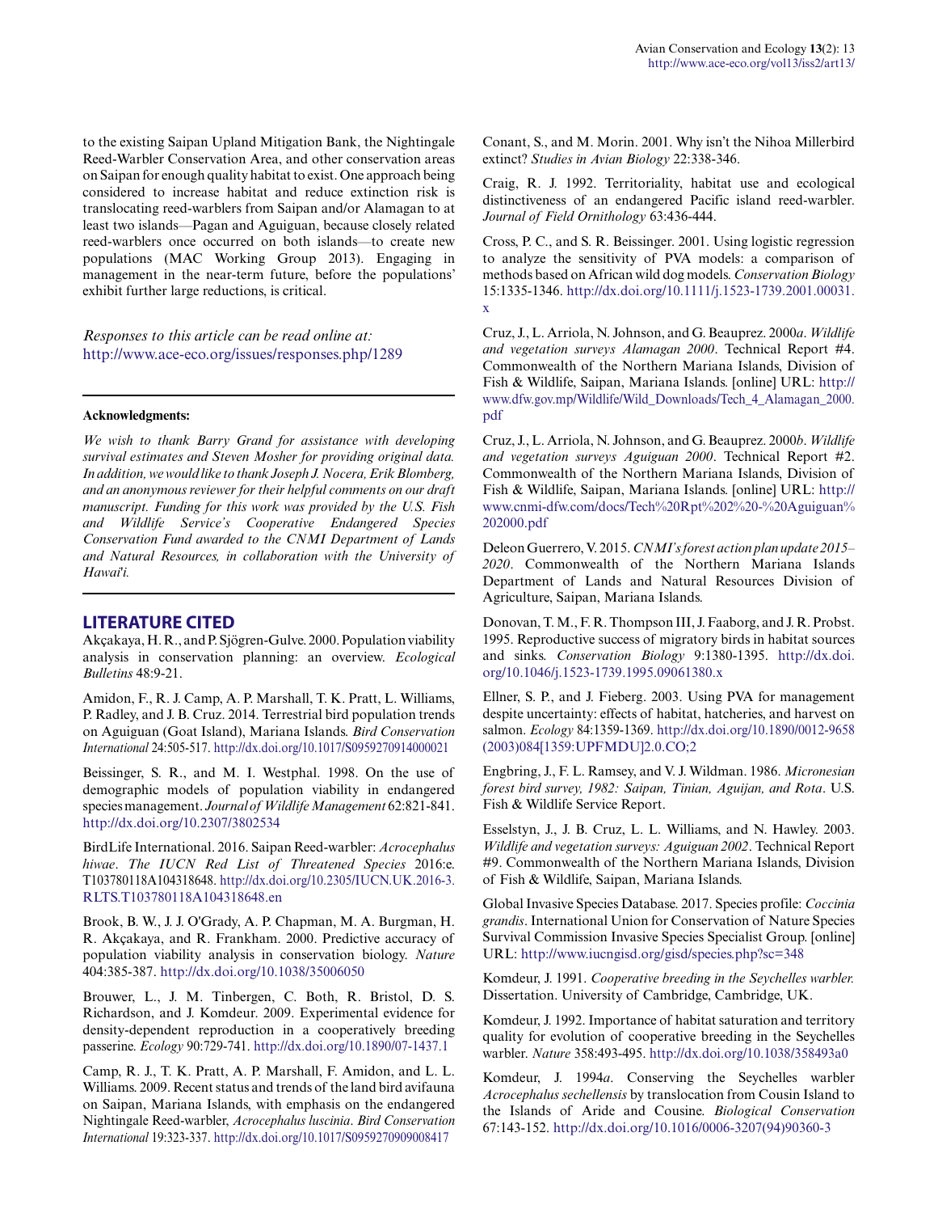to the existing Saipan Upland Mitigation Bank, the Nightingale Reed-Warbler Conservation Area, and other conservation areas on Saipan for enough quality habitat to exist. One approach being considered to increase habitat and reduce extinction risk is translocating reed-warblers from Saipan and/or Alamagan to at least two islands—Pagan and Aguiguan, because closely related reed-warblers once occurred on both islands—to create new populations (MAC Working Group 2013). Engaging in management in the near-term future, before the populations' exhibit further large reductions, is critical.

*Responses to this article can be read online at:*
http://www.ace-eco.org/issues/responses.php/1289

**Acknowledgments:**

*We wish to thank Barry Grand for assistance with developing survival estimates and Steven Mosher for providing original data. In addition, we would like to thank Joseph J. Nocera, Erik Blomberg, and an anonymous reviewer for their helpful comments on our draft manuscript. Funding for this work was provided by the U.S. Fish and Wildlife Service's Cooperative Endangered Species Conservation Fund awarded to the CNMI Department of Lands and Natural Resources, in collaboration with the University of Hawai'i.*

## LITERATURE CITED

Akçakaya, H. R., and P. Sjögren-Gulve. 2000. Population viability analysis in conservation planning: an overview. *Ecological Bulletins* 48:9-21.

Amidon, F., R. J. Camp, A. P. Marshall, T. K. Pratt, L. Williams, P. Radley, and J. B. Cruz. 2014. Terrestrial bird population trends on Aguiguan (Goat Island), Mariana Islands. *Bird Conservation International* 24:505-517. http://dx.doi.org/10.1017/S0959270914000021

Beissinger, S. R., and M. I. Westphal. 1998. On the use of demographic models of population viability in endangered species management. *Journal of Wildlife Management* 62:821-841. http://dx.doi.org/10.2307/3802534

BirdLife International. 2016. Saipan Reed-warbler: *Acrocephalus hiwae*. *The IUCN Red List of Threatened Species* 2016:e. T103780118A104318648. http://dx.doi.org/10.2305/IUCN.UK.2016-3.RLTS.T103780118A104318648.en

Brook, B. W., J. J. O'Grady, A. P. Chapman, M. A. Burgman, H. R. Akçakaya, and R. Frankham. 2000. Predictive accuracy of population viability analysis in conservation biology. *Nature* 404:385-387. http://dx.doi.org/10.1038/35006050

Brouwer, L., J. M. Tinbergen, C. Both, R. Bristol, D. S. Richardson, and J. Komdeur. 2009. Experimental evidence for density-dependent reproduction in a cooperatively breeding passerine. *Ecology* 90:729-741. http://dx.doi.org/10.1890/07-1437.1

Camp, R. J., T. K. Pratt, A. P. Marshall, F. Amidon, and L. L. Williams. 2009. Recent status and trends of the land bird avifauna on Saipan, Mariana Islands, with emphasis on the endangered Nightingale Reed-warbler, *Acrocephalus luscinia*. *Bird Conservation International* 19:323-337. http://dx.doi.org/10.1017/S0959270909008417

Conant, S., and M. Morin. 2001. Why isn't the Nihoa Millerbird extinct? *Studies in Avian Biology* 22:338-346.

Craig, R. J. 1992. Territoriality, habitat use and ecological distinctiveness of an endangered Pacific island reed-warbler. *Journal of Field Ornithology* 63:436-444.

Cross, P. C., and S. R. Beissinger. 2001. Using logistic regression to analyze the sensitivity of PVA models: a comparison of methods based on African wild dog models. *Conservation Biology* 15:1335-1346. http://dx.doi.org/10.1111/j.1523-1739.2001.00031.x

Cruz, J., L. Arriola, N. Johnson, and G. Beauprez. 2000*a*. *Wildlife and vegetation surveys Alamagan 2000*. Technical Report #4. Commonwealth of the Northern Mariana Islands, Division of Fish & Wildlife, Saipan, Mariana Islands. [online] URL: http://www.dfw.gov.mp/Wildlife/Wild_Downloads/Tech_4_Alamagan_2000.pdf

Cruz, J., L. Arriola, N. Johnson, and G. Beauprez. 2000*b*. *Wildlife and vegetation surveys Aguiguan 2000*. Technical Report #2. Commonwealth of the Northern Mariana Islands, Division of Fish & Wildlife, Saipan, Mariana Islands. [online] URL: http://www.cnmi-dfw.com/docs/Tech%20Rpt%202%20-%20Aguiguan%202000.pdf

Deleon Guerrero, V. 2015. *CNMI's forest action plan update 2015–2020*. Commonwealth of the Northern Mariana Islands Department of Lands and Natural Resources Division of Agriculture, Saipan, Mariana Islands.

Donovan, T. M., F. R. Thompson III, J. Faaborg, and J. R. Probst. 1995. Reproductive success of migratory birds in habitat sources and sinks. *Conservation Biology* 9:1380-1395. http://dx.doi.org/10.1046/j.1523-1739.1995.09061380.x

Ellner, S. P., and J. Fieberg. 2003. Using PVA for management despite uncertainty: effects of habitat, hatcheries, and harvest on salmon. *Ecology* 84:1359-1369. http://dx.doi.org/10.1890/0012-9658(2003)084[1359:UPFMDU]2.0.CO;2

Engbring, J., F. L. Ramsey, and V. J. Wildman. 1986. *Micronesian forest bird survey, 1982: Saipan, Tinian, Aguijan, and Rota*. U.S. Fish & Wildlife Service Report.

Esselstyn, J., J. B. Cruz, L. L. Williams, and N. Hawley. 2003. *Wildlife and vegetation surveys: Aguiguan 2002*. Technical Report #9. Commonwealth of the Northern Mariana Islands, Division of Fish & Wildlife, Saipan, Mariana Islands.

Global Invasive Species Database. 2017. Species profile: *Coccinia grandis*. International Union for Conservation of Nature Species Survival Commission Invasive Species Specialist Group. [online] URL: http://www.iucngisd.org/gisd/species.php?sc=348

Komdeur, J. 1991. *Cooperative breeding in the Seychelles warbler.* Dissertation. University of Cambridge, Cambridge, UK.

Komdeur, J. 1992. Importance of habitat saturation and territory quality for evolution of cooperative breeding in the Seychelles warbler. *Nature* 358:493-495. http://dx.doi.org/10.1038/358493a0

Komdeur, J. 1994*a*. Conserving the Seychelles warbler *Acrocephalus sechellensis* by translocation from Cousin Island to the Islands of Aride and Cousine. *Biological Conservation* 67:143-152. http://dx.doi.org/10.1016/0006-3207(94)90360-3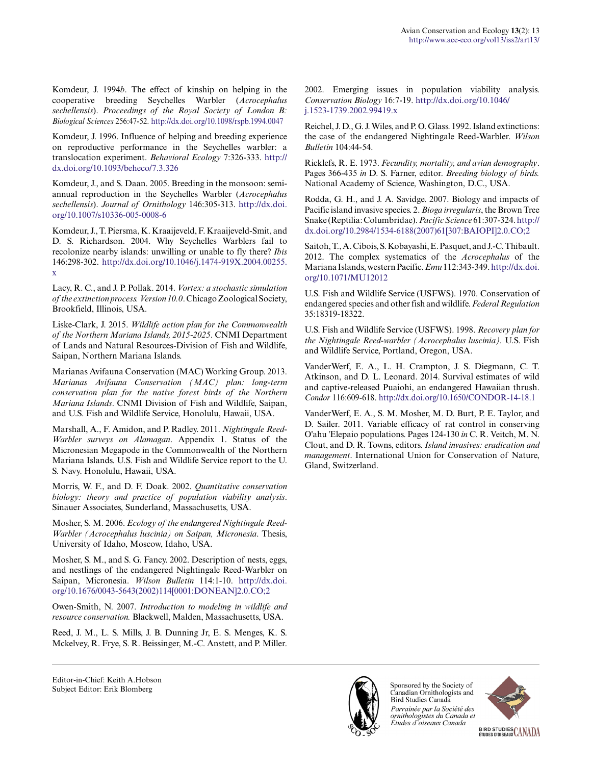Komdeur, J. 1994*b*. The effect of kinship on helping in the cooperative breeding Seychelles Warbler (*Acrocephalus sechellensis*). *Proceedings of the Royal Society of London B: Biological Sciences* 256:47-52. http://dx.doi.org/10.1098/rspb.1994.0047

Komdeur, J. 1996. Influence of helping and breeding experience on reproductive performance in the Seychelles warbler: a translocation experiment. *Behavioral Ecology* 7:326-333. http://dx.doi.org/10.1093/beheco/7.3.326

Komdeur, J., and S. Daan. 2005. Breeding in the monsoon: semi-annual reproduction in the Seychelles Warbler (*Acrocephalus sechellensis*). *Journal of Ornithology* 146:305-313. http://dx.doi.org/10.1007/s10336-005-0008-6

Komdeur, J., T. Piersma, K. Kraaijeveld, F. Kraaijeveld-Smit, and D. S. Richardson. 2004. Why Seychelles Warblers fail to recolonize nearby islands: unwilling or unable to fly there? *Ibis* 146:298-302. http://dx.doi.org/10.1046/j.1474-919X.2004.00255.x

Lacy, R. C., and J. P. Pollak. 2014. *Vortex: a stochastic simulation of the extinction process. Version 10.0*. Chicago Zoological Society, Brookfield, Illinois, USA.

Liske-Clark, J. 2015. *Wildlife action plan for the Commonwealth of the Northern Mariana Islands, 2015-2025*. CNMI Department of Lands and Natural Resources-Division of Fish and Wildlife, Saipan, Northern Mariana Islands.

Marianas Avifauna Conservation (MAC) Working Group. 2013. *Marianas Avifauna Conservation (MAC) plan: long-term conservation plan for the native forest birds of the Northern Mariana Islands*. CNMI Division of Fish and Wildlife, Saipan, and U.S. Fish and Wildlife Service, Honolulu, Hawaii, USA.

Marshall, A., F. Amidon, and P. Radley. 2011. *Nightingale Reed-Warbler surveys on Alamagan*. Appendix 1. Status of the Micronesian Megapode in the Commonwealth of the Northern Mariana Islands. U.S. Fish and Wildlife Service report to the U. S. Navy. Honolulu, Hawaii, USA.

Morris, W. F., and D. F. Doak. 2002. *Quantitative conservation biology: theory and practice of population viability analysis*. Sinauer Associates, Sunderland, Massachusetts, USA.

Mosher, S. M. 2006. *Ecology of the endangered Nightingale Reed-Warbler (Acrocephalus luscinia) on Saipan, Micronesia*. Thesis, University of Idaho, Moscow, Idaho, USA.

Mosher, S. M., and S. G. Fancy. 2002. Description of nests, eggs, and nestlings of the endangered Nightingale Reed-Warbler on Saipan, Micronesia. *Wilson Bulletin* 114:1-10. http://dx.doi.org/10.1676/0043-5643(2002)114[0001:DONEAN]2.0.CO;2

Owen-Smith, N. 2007. *Introduction to modeling in wildlife and resource conservation.* Blackwell, Malden, Massachusetts, USA.

Reed, J. M., L. S. Mills, J. B. Dunning Jr, E. S. Menges, K. S. Mckelvey, R. Frye, S. R. Beissinger, M.-C. Anstett, and P. Miller. 2002. Emerging issues in population viability analysis. *Conservation Biology* 16:7-19. http://dx.doi.org/10.1046/j.1523-1739.2002.99419.x

Reichel, J. D., G. J. Wiles, and P. O. Glass. 1992. Island extinctions: the case of the endangered Nightingale Reed-Warbler. *Wilson Bulletin* 104:44-54.

Ricklefs, R. E. 1973. *Fecundity, mortality, and avian demography*. Pages 366-435 *in* D. S. Farner, editor. *Breeding biology of birds.* National Academy of Science, Washington, D.C., USA.

Rodda, G. H., and J. A. Savidge. 2007. Biology and impacts of Pacific island invasive species. 2. *Bioga irregularis*, the Brown Tree Snake (Reptilia: Columbridae). *Pacific Science* 61:307-324. http://dx.doi.org/10.2984/1534-6188(2007)61[307:BAIOPI]2.0.CO;2

Saitoh, T., A. Cibois, S. Kobayashi, E. Pasquet, and J.-C. Thibault. 2012. The complex systematics of the *Acrocephalus* of the Mariana Islands, western Pacific. *Emu* 112:343-349. http://dx.doi.org/10.1071/MU12012

U.S. Fish and Wildlife Service (USFWS). 1970. Conservation of endangered species and other fish and wildlife. *Federal Regulation* 35:18319-18322.

U.S. Fish and Wildlife Service (USFWS). 1998. *Recovery plan for the Nightingale Reed-warbler (Acrocephalus luscinia).* U.S. Fish and Wildlife Service, Portland, Oregon, USA.

VanderWerf, E. A., L. H. Crampton, J. S. Diegmann, C. T. Atkinson, and D. L. Leonard. 2014. Survival estimates of wild and captive-released Puaiohi, an endangered Hawaiian thrush. *Condor* 116:609-618. http://dx.doi.org/10.1650/CONDOR-14-18.1

VanderWerf, E. A., S. M. Mosher, M. D. Burt, P. E. Taylor, and D. Sailer. 2011. Variable efficacy of rat control in conserving O'ahu 'Elepaio populations. Pages 124-130 *in* C. R. Veitch, M. N. Clout, and D. R. Towns, editors. *Island invasives: eradication and management*. International Union for Conservation of Nature, Gland, Switzerland.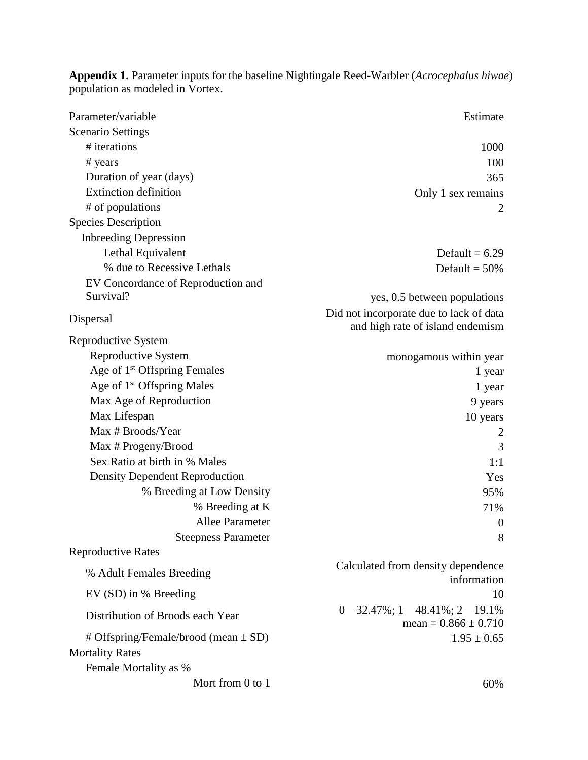**Appendix 1.** Parameter inputs for the baseline Nightingale Reed-Warbler (*Acrocephalus hiwae*) population as modeled in Vortex.

| Parameter/variable | Estimate |
|---|---|
| Scenario Settings | |
| # iterations | 1000 |
| # years | 100 |
| Duration of year (days) | 365 |
| Extinction definition | Only 1 sex remains |
| # of populations | 2 |
| Species Description | |
| Inbreeding Depression | |
| Lethal Equivalent | Default = 6.29 |
| % due to Recessive Lethals | Default = 50% |
| EV Concordance of Reproduction and Survival? | yes, 0.5 between populations |
| Dispersal | Did not incorporate due to lack of data and high rate of island endemism |
| Reproductive System | |
| Reproductive System | monogamous within year |
| Age of 1st Offspring Females | 1 year |
| Age of 1st Offspring Males | 1 year |
| Max Age of Reproduction | 9 years |
| Max Lifespan | 10 years |
| Max # Broods/Year | 2 |
| Max # Progeny/Brood | 3 |
| Sex Ratio at birth in % Males | 1:1 |
| Density Dependent Reproduction | Yes |
| % Breeding at Low Density | 95% |
| % Breeding at K | 71% |
| Allee Parameter | 0 |
| Steepness Parameter | 8 |
| Reproductive Rates | |
| % Adult Females Breeding | Calculated from density dependence information |
| EV (SD) in % Breeding | 10 |
| Distribution of Broods each Year | 0—32.47%; 1—48.41%; 2—19.1% mean = $0.866 \pm 0.710$ |
| # Offspring/Female/brood (mean ± SD) | $1.95 \pm 0.65$ |
| Mortality Rates | |
| Female Mortality as % | |
| Mort from 0 to 1 | 60% |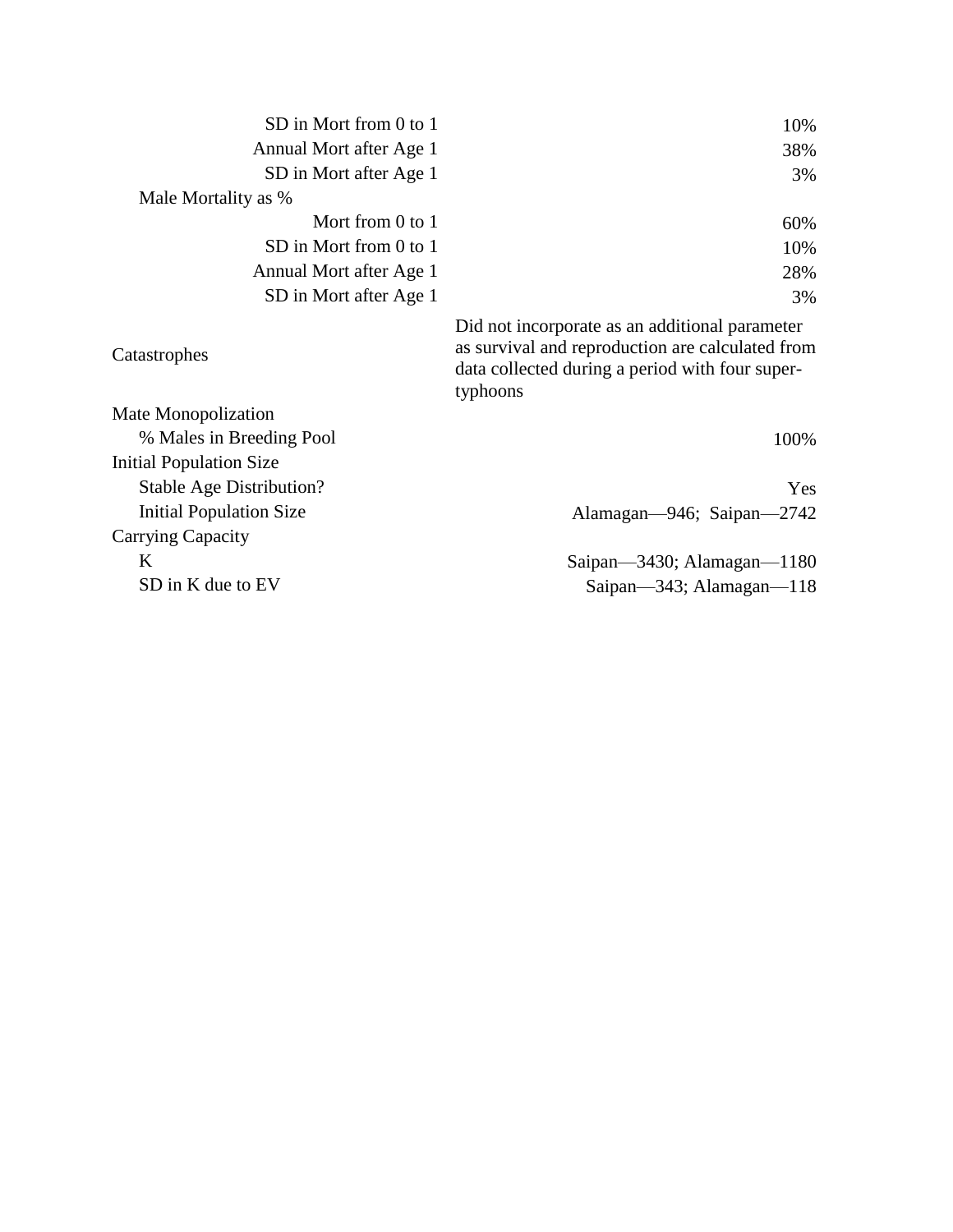| | |
|---|---|
| SD in Mort from 0 to 1 | 10% |
| Annual Mort after Age 1 | 38% |
| SD in Mort after Age 1 | 3% |
| Male Mortality as % | |
| Mort from 0 to 1 | 60% |
| SD in Mort from 0 to 1 | 10% |
| Annual Mort after Age 1 | 28% |
| SD in Mort after Age 1 | 3% |
| Catastrophes | Did not incorporate as an additional parameter as survival and reproduction are calculated from data collected during a period with four super-typhoons |
| Mate Monopolization | |
| % Males in Breeding Pool | 100% |
| Initial Population Size | |
| Stable Age Distribution? | Yes |
| Initial Population Size | Alamagan—946; Saipan—2742 |
| Carrying Capacity | |
| K | Saipan—3430; Alamagan—1180 |
| SD in K due to EV | Saipan—343; Alamagan—118 |